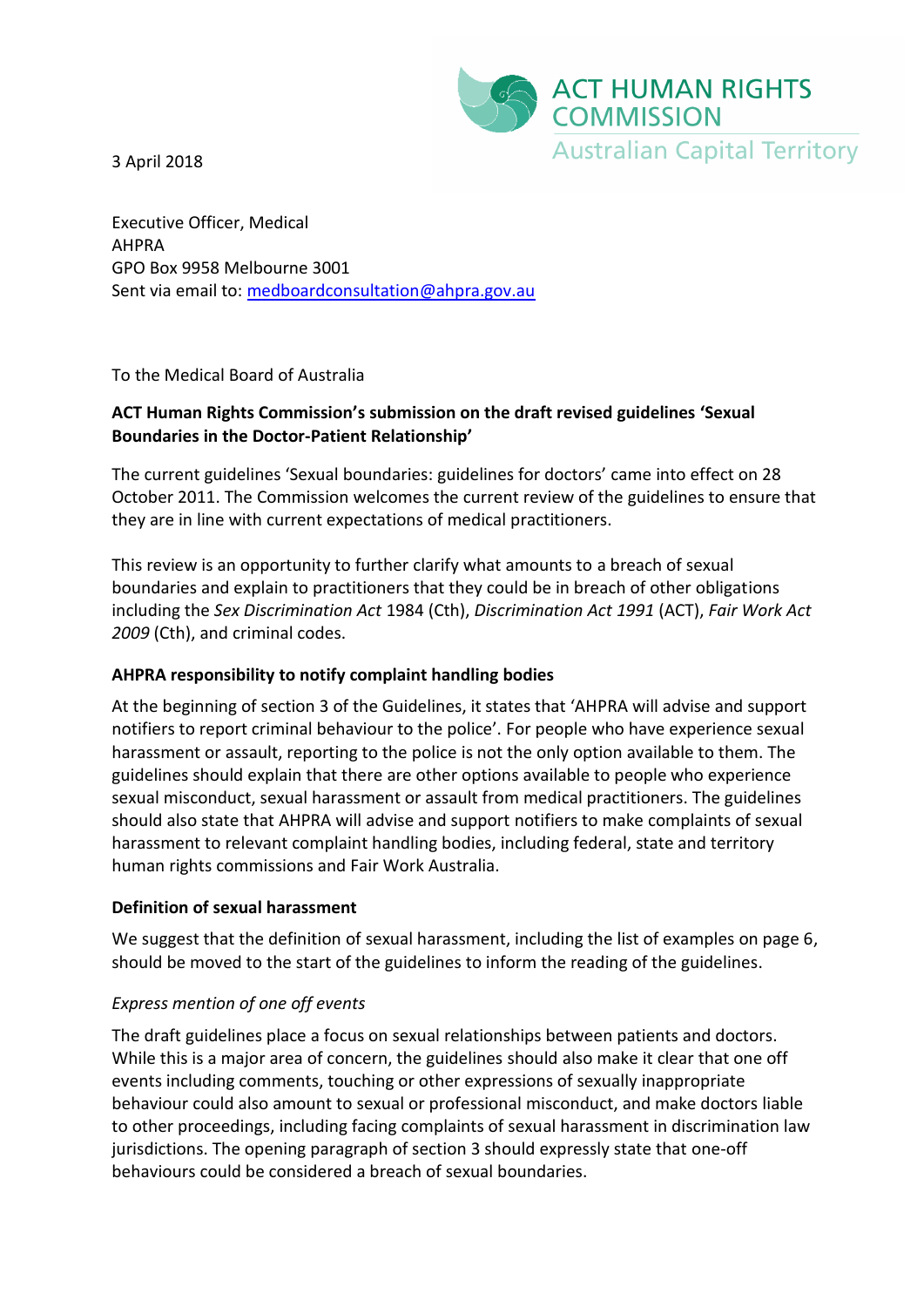ACT HUMAN RIGHTS COMMISSION
Australian Capital Territory

3 April 2018

Executive Officer, Medical
AHPRA
GPO Box 9958 Melbourne 3001
Sent via email to: medboardconsultation@ahpra.gov.au

To the Medical Board of Australia

**ACT Human Rights Commission's submission on the draft revised guidelines 'Sexual Boundaries in the Doctor-Patient Relationship'**

The current guidelines 'Sexual boundaries: guidelines for doctors' came into effect on 28 October 2011. The Commission welcomes the current review of the guidelines to ensure that they are in line with current expectations of medical practitioners.

This review is an opportunity to further clarify what amounts to a breach of sexual boundaries and explain to practitioners that they could be in breach of other obligations including the *Sex Discrimination Act* 1984 (Cth), *Discrimination Act 1991* (ACT), *Fair Work Act 2009* (Cth), and criminal codes.

**AHPRA responsibility to notify complaint handling bodies**

At the beginning of section 3 of the Guidelines, it states that 'AHPRA will advise and support notifiers to report criminal behaviour to the police'. For people who have experience sexual harassment or assault, reporting to the police is not the only option available to them. The guidelines should explain that there are other options available to people who experience sexual misconduct, sexual harassment or assault from medical practitioners. The guidelines should also state that AHPRA will advise and support notifiers to make complaints of sexual harassment to relevant complaint handling bodies, including federal, state and territory human rights commissions and Fair Work Australia.

**Definition of sexual harassment**

We suggest that the definition of sexual harassment, including the list of examples on page 6, should be moved to the start of the guidelines to inform the reading of the guidelines.

*Express mention of one off events*

The draft guidelines place a focus on sexual relationships between patients and doctors. While this is a major area of concern, the guidelines should also make it clear that one off events including comments, touching or other expressions of sexually inappropriate behaviour could also amount to sexual or professional misconduct, and make doctors liable to other proceedings, including facing complaints of sexual harassment in discrimination law jurisdictions. The opening paragraph of section 3 should expressly state that one-off behaviours could be considered a breach of sexual boundaries.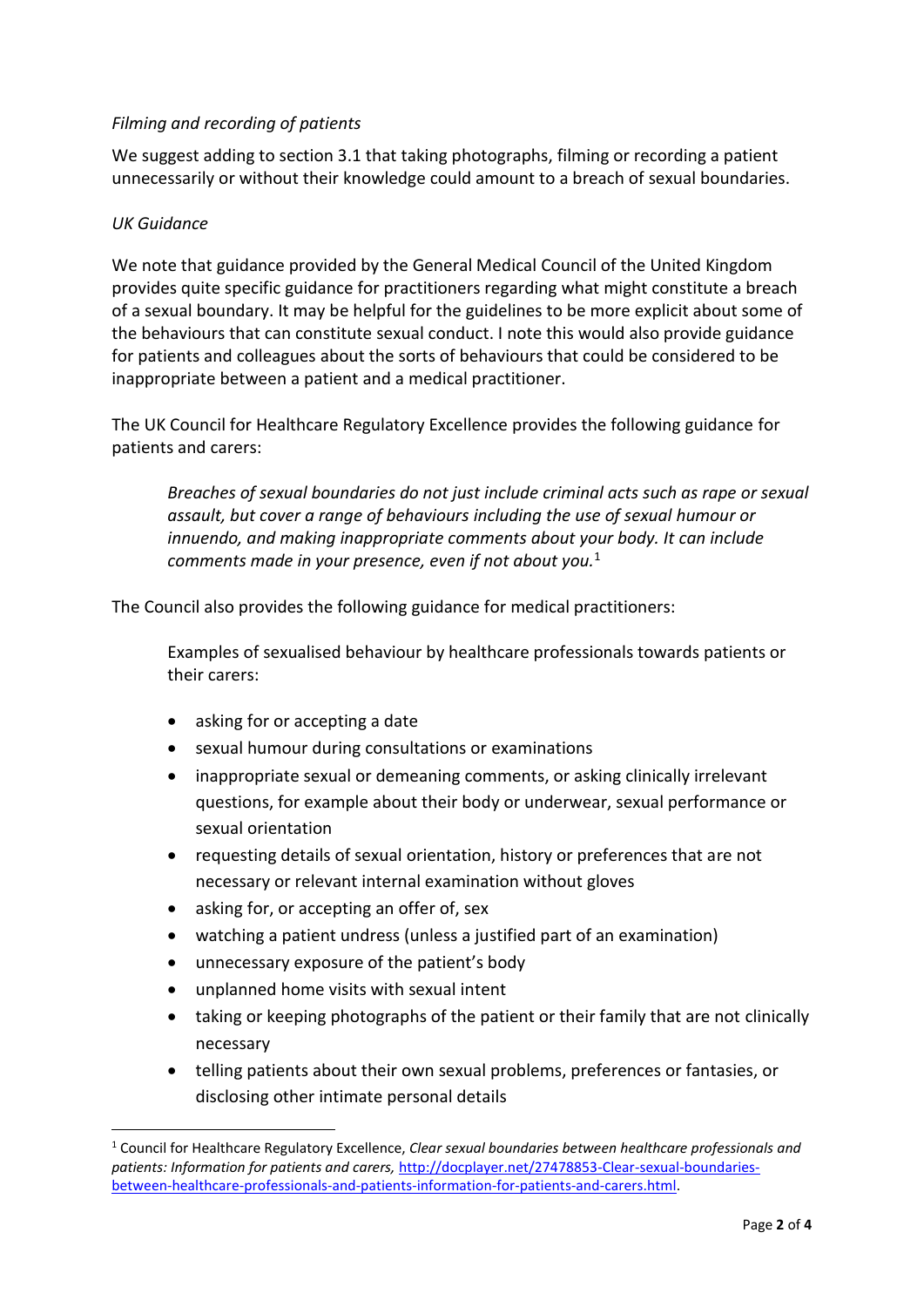*Filming and recording of patients*

We suggest adding to section 3.1 that taking photographs, filming or recording a patient unnecessarily or without their knowledge could amount to a breach of sexual boundaries.

*UK Guidance*

We note that guidance provided by the General Medical Council of the United Kingdom provides quite specific guidance for practitioners regarding what might constitute a breach of a sexual boundary. It may be helpful for the guidelines to be more explicit about some of the behaviours that can constitute sexual conduct. I note this would also provide guidance for patients and colleagues about the sorts of behaviours that could be considered to be inappropriate between a patient and a medical practitioner.

The UK Council for Healthcare Regulatory Excellence provides the following guidance for patients and carers:

> *Breaches of sexual boundaries do not just include criminal acts such as rape or sexual assault, but cover a range of behaviours including the use of sexual humour or innuendo, and making inappropriate comments about your body. It can include comments made in your presence, even if not about you.*[1]

The Council also provides the following guidance for medical practitioners:

> Examples of sexualised behaviour by healthcare professionals towards patients or their carers:
>
> - asking for or accepting a date
> - sexual humour during consultations or examinations
> - inappropriate sexual or demeaning comments, or asking clinically irrelevant questions, for example about their body or underwear, sexual performance or sexual orientation
> - requesting details of sexual orientation, history or preferences that are not necessary or relevant internal examination without gloves
> - asking for, or accepting an offer of, sex
> - watching a patient undress (unless a justified part of an examination)
> - unnecessary exposure of the patient's body
> - unplanned home visits with sexual intent
> - taking or keeping photographs of the patient or their family that are not clinically necessary
> - telling patients about their own sexual problems, preferences or fantasies, or disclosing other intimate personal details

---

[1] Council for Healthcare Regulatory Excellence, *Clear sexual boundaries between healthcare professionals and patients: Information for patients and carers,* http://docplayer.net/27478853-Clear-sexual-boundaries-between-healthcare-professionals-and-patients-information-for-patients-and-carers.html.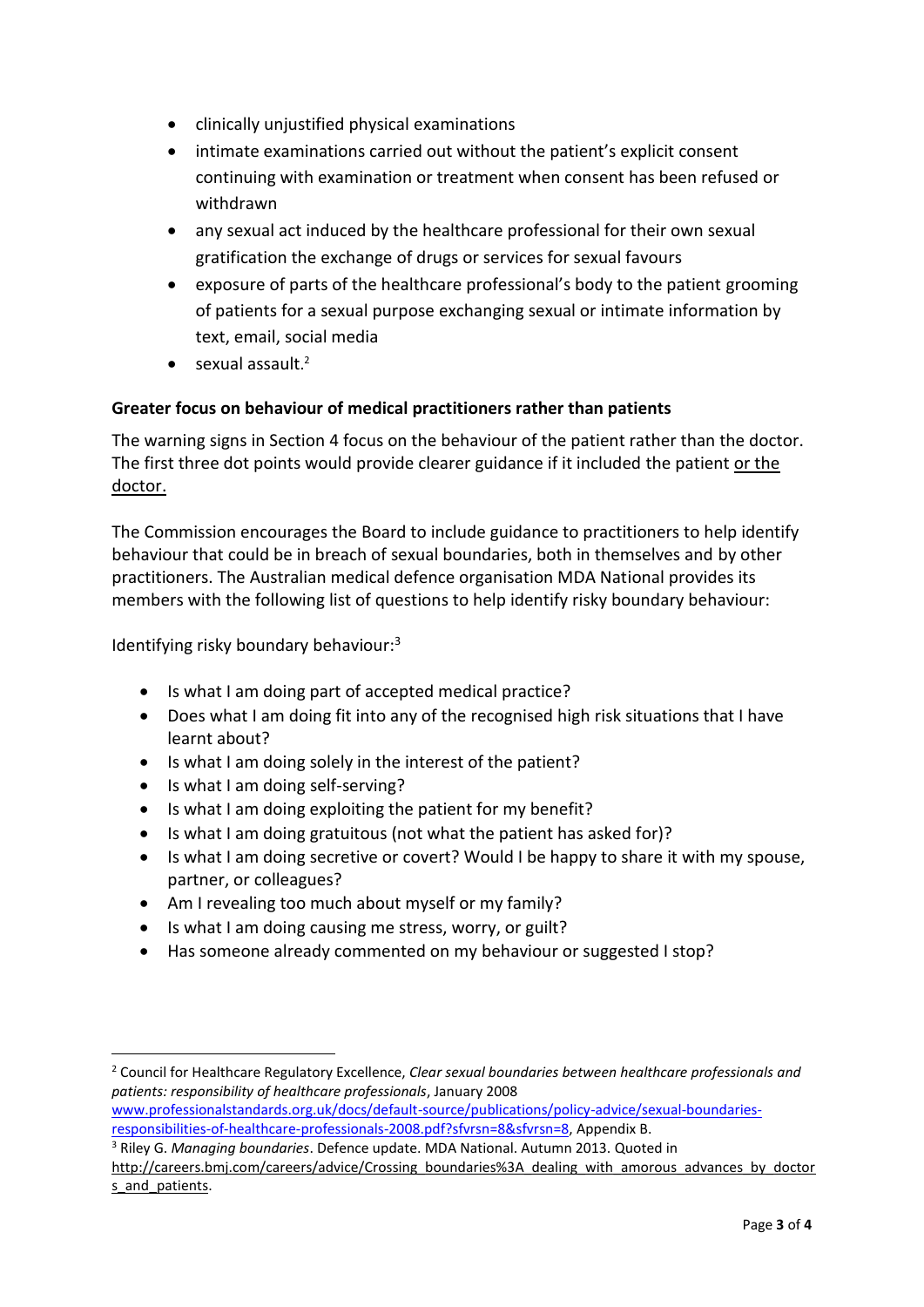- clinically unjustified physical examinations
- intimate examinations carried out without the patient's explicit consent continuing with examination or treatment when consent has been refused or withdrawn
- any sexual act induced by the healthcare professional for their own sexual gratification the exchange of drugs or services for sexual favours
- exposure of parts of the healthcare professional's body to the patient grooming of patients for a sexual purpose exchanging sexual or intimate information by text, email, social media
- sexual assault.[2]

**Greater focus on behaviour of medical practitioners rather than patients**

The warning signs in Section 4 focus on the behaviour of the patient rather than the doctor. The first three dot points would provide clearer guidance if it included the patient <u>or the doctor.</u>

The Commission encourages the Board to include guidance to practitioners to help identify behaviour that could be in breach of sexual boundaries, both in themselves and by other practitioners. The Australian medical defence organisation MDA National provides its members with the following list of questions to help identify risky boundary behaviour:

Identifying risky boundary behaviour:[3]

- Is what I am doing part of accepted medical practice?
- Does what I am doing fit into any of the recognised high risk situations that I have learnt about?
- Is what I am doing solely in the interest of the patient?
- Is what I am doing self-serving?
- Is what I am doing exploiting the patient for my benefit?
- Is what I am doing gratuitous (not what the patient has asked for)?
- Is what I am doing secretive or covert? Would I be happy to share it with my spouse, partner, or colleagues?
- Am I revealing too much about myself or my family?
- Is what I am doing causing me stress, worry, or guilt?
- Has someone already commented on my behaviour or suggested I stop?

---

[2] Council for Healthcare Regulatory Excellence, *Clear sexual boundaries between healthcare professionals and patients: responsibility of healthcare professionals*, January 2008 www.professionalstandards.org.uk/docs/default-source/publications/policy-advice/sexual-boundaries-responsibilities-of-healthcare-professionals-2008.pdf?sfvrsn=8&sfvrsn=8, Appendix B.

[3] Riley G. *Managing boundaries*. Defence update. MDA National. Autumn 2013. Quoted in http://careers.bmj.com/careers/advice/Crossing_boundaries%3A_dealing_with_amorous_advances_by_doctors_and_patients.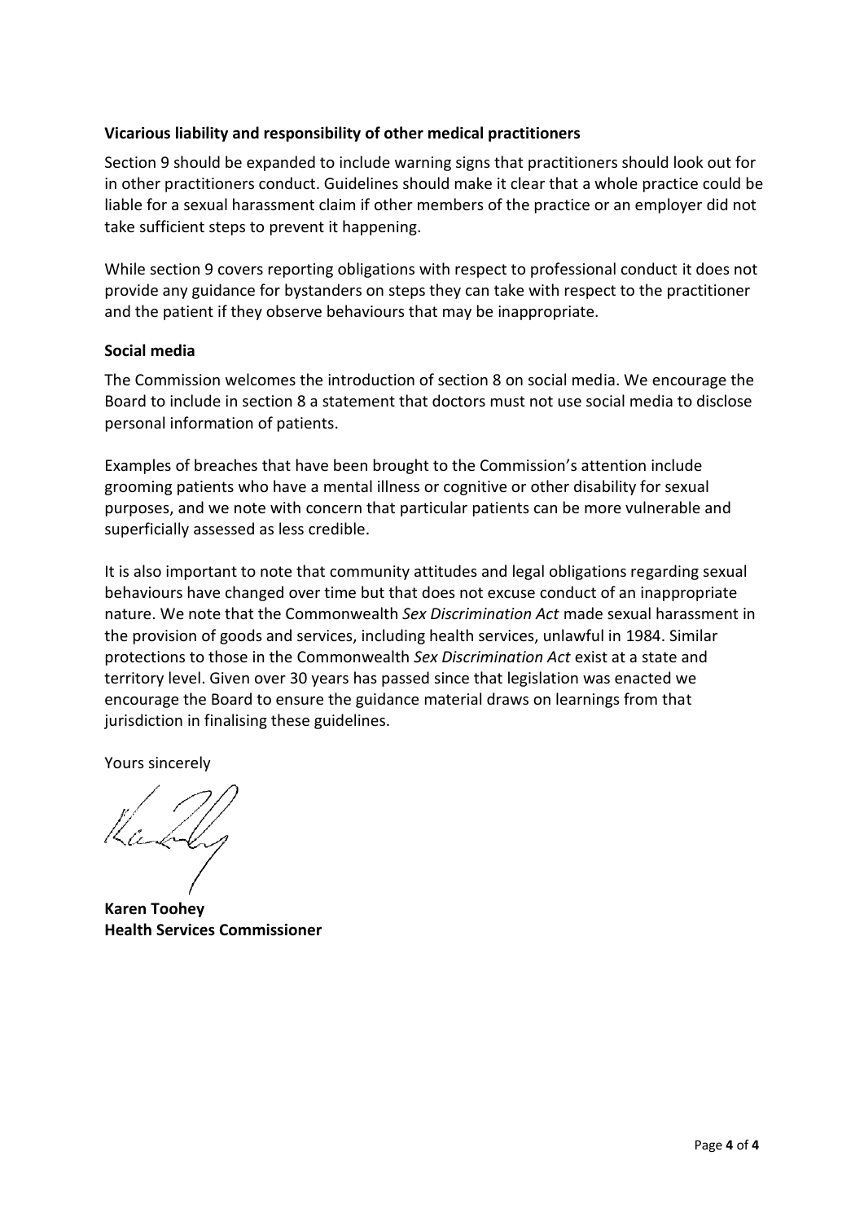**Vicarious liability and responsibility of other medical practitioners**

Section 9 should be expanded to include warning signs that practitioners should look out for in other practitioners conduct. Guidelines should make it clear that a whole practice could be liable for a sexual harassment claim if other members of the practice or an employer did not take sufficient steps to prevent it happening.

While section 9 covers reporting obligations with respect to professional conduct it does not provide any guidance for bystanders on steps they can take with respect to the practitioner and the patient if they observe behaviours that may be inappropriate.

**Social media**

The Commission welcomes the introduction of section 8 on social media. We encourage the Board to include in section 8 a statement that doctors must not use social media to disclose personal information of patients.

Examples of breaches that have been brought to the Commission's attention include grooming patients who have a mental illness or cognitive or other disability for sexual purposes, and we note with concern that particular patients can be more vulnerable and superficially assessed as less credible.

It is also important to note that community attitudes and legal obligations regarding sexual behaviours have changed over time but that does not excuse conduct of an inappropriate nature. We note that the Commonwealth *Sex Discrimination Act* made sexual harassment in the provision of goods and services, including health services, unlawful in 1984. Similar protections to those in the Commonwealth *Sex Discrimination Act* exist at a state and territory level. Given over 30 years has passed since that legislation was enacted we encourage the Board to ensure the guidance material draws on learnings from that jurisdiction in finalising these guidelines.

Yours sincerely

**Karen Toohey**
**Health Services Commissioner**